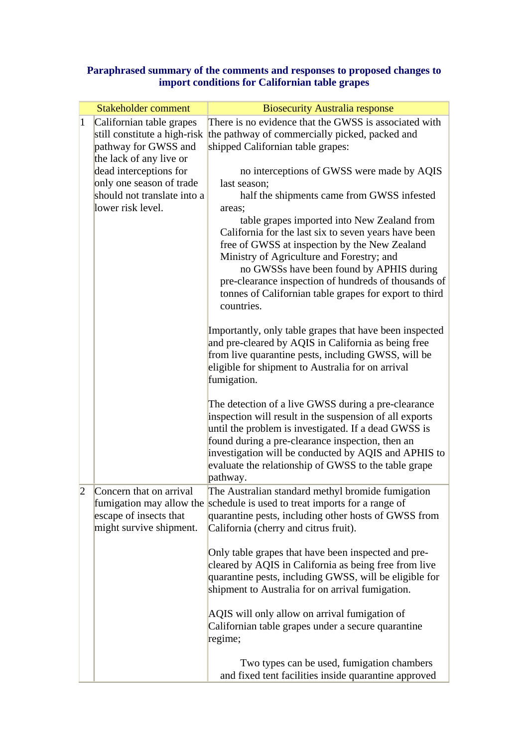**Paraphrased summary of the comments and responses to proposed changes to import conditions for Californian table grapes**

| | Stakeholder comment | Biosecurity Australia response |
|---|---|---|
| 1 | Californian table grapes still constitute a high-risk pathway for GWSS and the lack of any live or dead interceptions for only one season of trade should not translate into a lower risk level. | There is no evidence that the GWSS is associated with the pathway of commercially picked, packed and shipped Californian table grapes:<br><br>no interceptions of GWSS were made by AQIS last season;<br>half the shipments came from GWSS infested areas;<br>table grapes imported into New Zealand from California for the last six to seven years have been free of GWSS at inspection by the New Zealand Ministry of Agriculture and Forestry; and<br>no GWSSs have been found by APHIS during pre-clearance inspection of hundreds of thousands of tonnes of Californian table grapes for export to third countries.<br><br>Importantly, only table grapes that have been inspected and pre-cleared by AQIS in California as being free from live quarantine pests, including GWSS, will be eligible for shipment to Australia for on arrival fumigation.<br><br>The detection of a live GWSS during a pre-clearance inspection will result in the suspension of all exports until the problem is investigated. If a dead GWSS is found during a pre-clearance inspection, then an investigation will be conducted by AQIS and APHIS to evaluate the relationship of GWSS to the table grape pathway. |
| 2 | Concern that on arrival fumigation may allow the escape of insects that might survive shipment. | The Australian standard methyl bromide fumigation schedule is used to treat imports for a range of quarantine pests, including other hosts of GWSS from California (cherry and citrus fruit).<br><br>Only table grapes that have been inspected and pre-cleared by AQIS in California as being free from live quarantine pests, including GWSS, will be eligible for shipment to Australia for on arrival fumigation.<br><br>AQIS will only allow on arrival fumigation of Californian table grapes under a secure quarantine regime;<br><br>Two types can be used, fumigation chambers and fixed tent facilities inside quarantine approved |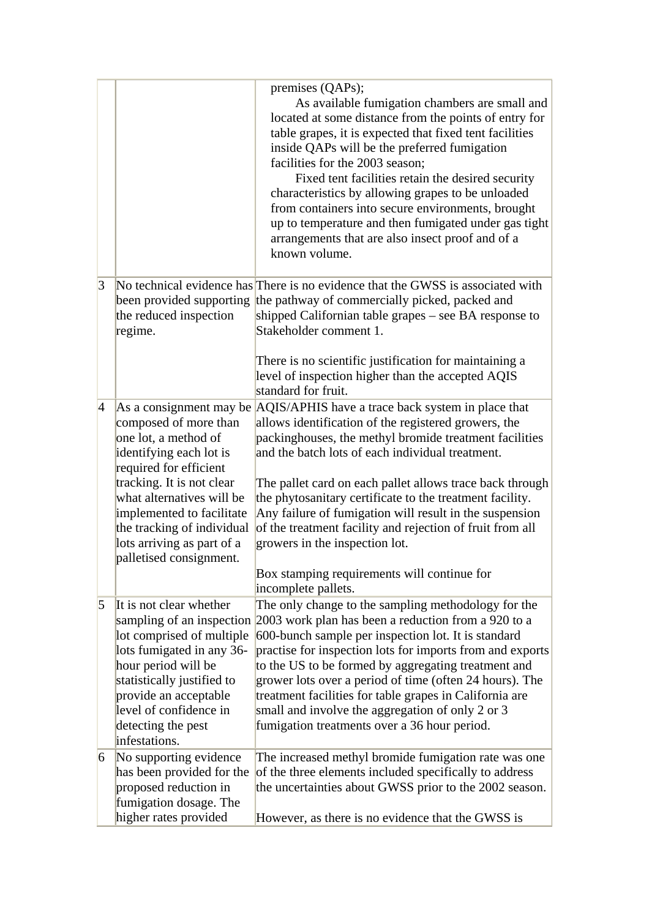|  |  |  |
|---|---|---|
|  |  | premises (QAPs);<br>As available fumigation chambers are small and located at some distance from the points of entry for table grapes, it is expected that fixed tent facilities inside QAPs will be the preferred fumigation facilities for the 2003 season;<br>Fixed tent facilities retain the desired security characteristics by allowing grapes to be unloaded from containers into secure environments, brought up to temperature and then fumigated under gas tight arrangements that are also insect proof and of a known volume. |
| 3 | No technical evidence has been provided supporting the reduced inspection regime. | There is no evidence that the GWSS is associated with the pathway of commercially picked, packed and shipped Californian table grapes – see BA response to Stakeholder comment 1.<br><br>There is no scientific justification for maintaining a level of inspection higher than the accepted AQIS standard for fruit. |
| 4 | As a consignment may be composed of more than one lot, a method of identifying each lot is required for efficient tracking. It is not clear what alternatives will be implemented to facilitate the tracking of individual lots arriving as part of a palletised consignment. | AQIS/APHIS have a trace back system in place that allows identification of the registered growers, the packinghouses, the methyl bromide treatment facilities and the batch lots of each individual treatment.<br><br>The pallet card on each pallet allows trace back through the phytosanitary certificate to the treatment facility. Any failure of fumigation will result in the suspension of the treatment facility and rejection of fruit from all growers in the inspection lot.<br><br>Box stamping requirements will continue for incomplete pallets. |
| 5 | It is not clear whether sampling of an inspection lot comprised of multiple lots fumigated in any 36-hour period will be statistically justified to provide an acceptable level of confidence in detecting the pest infestations. | The only change to the sampling methodology for the 2003 work plan has been a reduction from a 920 to a 600-bunch sample per inspection lot. It is standard practise for inspection lots for imports from and exports to the US to be formed by aggregating treatment and grower lots over a period of time (often 24 hours). The treatment facilities for table grapes in California are small and involve the aggregation of only 2 or 3 fumigation treatments over a 36 hour period. |
| 6 | No supporting evidence has been provided for the proposed reduction in fumigation dosage. The higher rates provided | The increased methyl bromide fumigation rate was one of the three elements included specifically to address the uncertainties about GWSS prior to the 2002 season.<br><br>However, as there is no evidence that the GWSS is |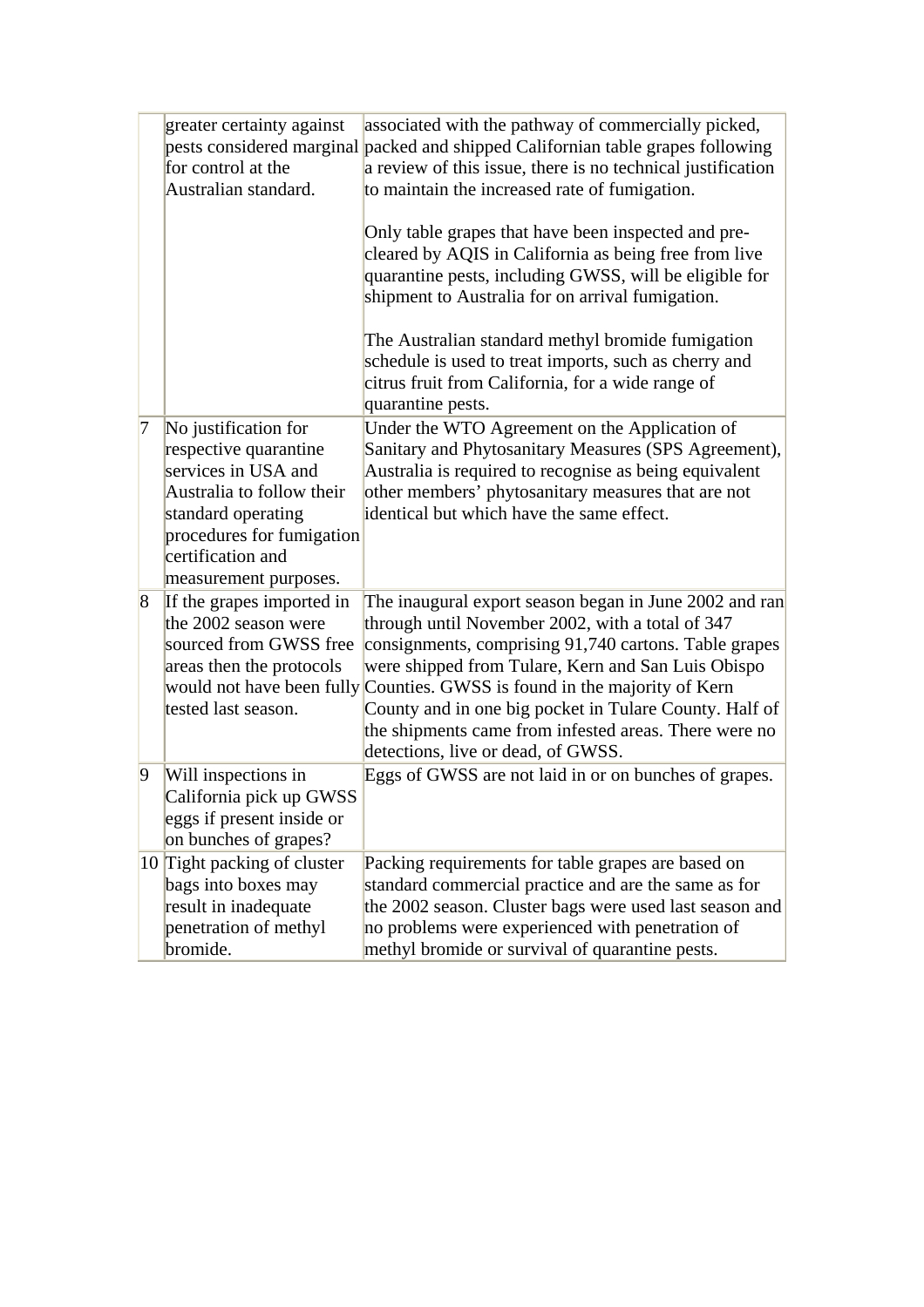| | | |
|---|---|---|
| | greater certainty against pests considered marginal for control at the Australian standard. | associated with the pathway of commercially picked, packed and shipped Californian table grapes following a review of this issue, there is no technical justification to maintain the increased rate of fumigation.<br><br>Only table grapes that have been inspected and pre-cleared by AQIS in California as being free from live quarantine pests, including GWSS, will be eligible for shipment to Australia for on arrival fumigation.<br><br>The Australian standard methyl bromide fumigation schedule is used to treat imports, such as cherry and citrus fruit from California, for a wide range of quarantine pests. |
| 7 | No justification for respective quarantine services in USA and Australia to follow their standard operating procedures for fumigation certification and measurement purposes. | Under the WTO Agreement on the Application of Sanitary and Phytosanitary Measures (SPS Agreement), Australia is required to recognise as being equivalent other members' phytosanitary measures that are not identical but which have the same effect. |
| 8 | If the grapes imported in the 2002 season were sourced from GWSS free areas then the protocols would not have been fully tested last season. | The inaugural export season began in June 2002 and ran through until November 2002, with a total of 347 consignments, comprising 91,740 cartons. Table grapes were shipped from Tulare, Kern and San Luis Obispo Counties. GWSS is found in the majority of Kern County and in one big pocket in Tulare County. Half of the shipments came from infested areas. There were no detections, live or dead, of GWSS. |
| 9 | Will inspections in California pick up GWSS eggs if present inside or on bunches of grapes? | Eggs of GWSS are not laid in or on bunches of grapes. |
| 10 | Tight packing of cluster bags into boxes may result in inadequate penetration of methyl bromide. | Packing requirements for table grapes are based on standard commercial practice and are the same as for the 2002 season. Cluster bags were used last season and no problems were experienced with penetration of methyl bromide or survival of quarantine pests. |